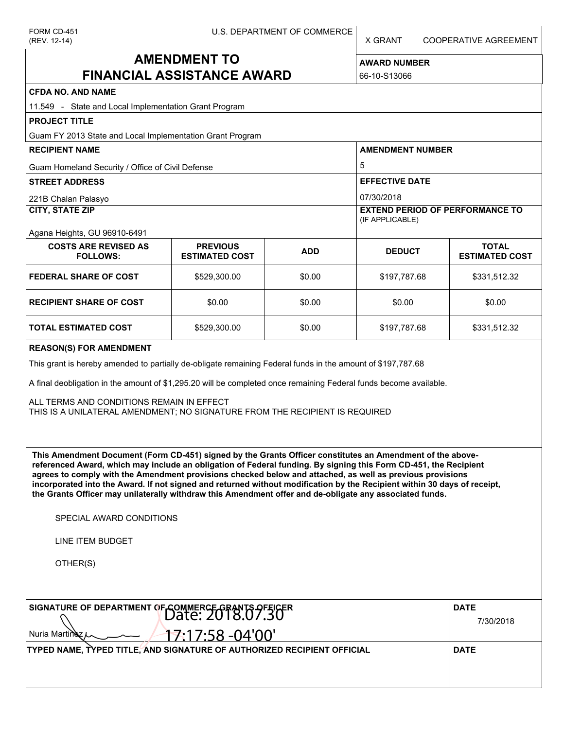FORM CD-451
(REV. 12-14)

U.S. DEPARTMENT OF COMMERCE

X GRANT COOPERATIVE AGREEMENT

# AMENDMENT TO FINANCIAL ASSISTANCE AWARD

**AWARD NUMBER**
66-10-S13066

**CFDA NO. AND NAME**
11.549 - State and Local Implementation Grant Program

**PROJECT TITLE**
Guam FY 2013 State and Local Implementation Grant Program

**RECIPIENT NAME**
Guam Homeland Security / Office of Civil Defense

**AMENDMENT NUMBER**
5

**STREET ADDRESS**
221B Chalan Palasyo

**EFFECTIVE DATE**
07/30/2018

**CITY, STATE ZIP**
Agana Heights, GU 96910-6491

**EXTEND PERIOD OF PERFORMANCE TO** (IF APPLICABLE)

| COSTS ARE REVISED AS FOLLOWS: | PREVIOUS ESTIMATED COST | ADD | DEDUCT | TOTAL ESTIMATED COST |
|---|---|---|---|---|
| FEDERAL SHARE OF COST | $529,300.00 | $0.00 | $197,787.68 | $331,512.32 |
| RECIPIENT SHARE OF COST | $0.00 | $0.00 | $0.00 | $0.00 |
| TOTAL ESTIMATED COST | $529,300.00 | $0.00 | $197,787.68 | $331,512.32 |

**REASON(S) FOR AMENDMENT**

This grant is hereby amended to partially de-obligate remaining Federal funds in the amount of $197,787.68

A final deobligation in the amount of $1,295.20 will be completed once remaining Federal funds become available.

ALL TERMS AND CONDITIONS REMAIN IN EFFECT
THIS IS A UNILATERAL AMENDMENT; NO SIGNATURE FROM THE RECIPIENT IS REQUIRED

**This Amendment Document (Form CD-451) signed by the Grants Officer constitutes an Amendment of the above-referenced Award, which may include an obligation of Federal funding. By signing this Form CD-451, the Recipient agrees to comply with the Amendment provisions checked below and attached, as well as previous provisions incorporated into the Award. If not signed and returned without modification by the Recipient within 30 days of receipt, the Grants Officer may unilaterally withdraw this Amendment offer and de-obligate any associated funds.**

SPECIAL AWARD CONDITIONS

LINE ITEM BUDGET

OTHER(S)

**SIGNATURE OF DEPARTMENT OF COMMERCE GRANTS OFFICER**
Nuria Martinez Date: 2018.07.30 17:17:58 -04'00'

**DATE**
7/30/2018

**TYPED NAME, TYPED TITLE, AND SIGNATURE OF AUTHORIZED RECIPIENT OFFICIAL**

**DATE**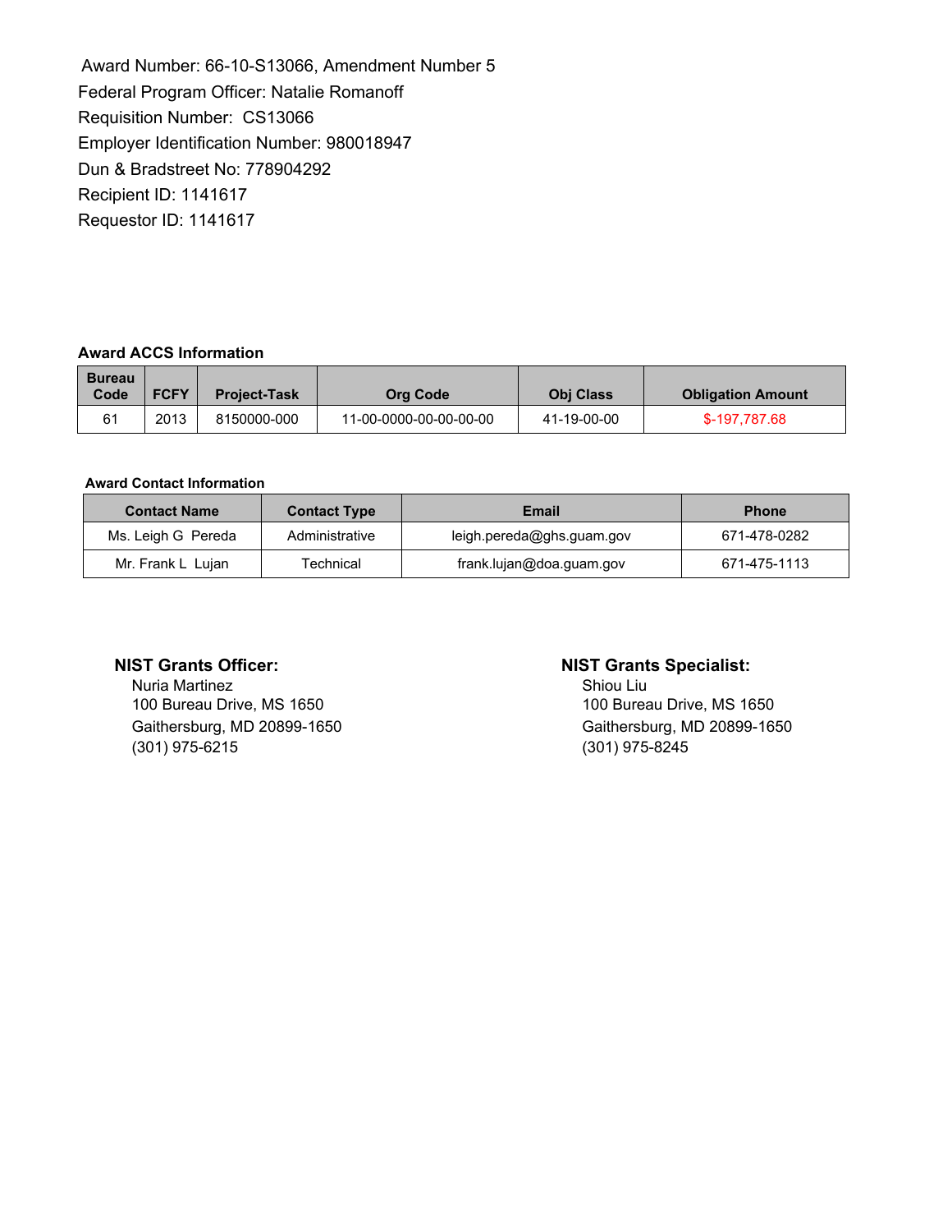Award Number: 66-10-S13066, Amendment Number 5
Federal Program Officer: Natalie Romanoff
Requisition Number: CS13066
Employer Identification Number: 980018947
Dun & Bradstreet No: 778904292
Recipient ID: 1141617
Requestor ID: 1141617

### Award ACCS Information

| Bureau Code | FCFY | Project-Task | Org Code | Obj Class | Obligation Amount |
|---|---|---|---|---|---|
| 61 | 2013 | 8150000-000 | 11-00-0000-00-00-00-00 | 41-19-00-00 | $-197,787.68 |

### Award Contact Information

| Contact Name | Contact Type | Email | Phone |
|---|---|---|---|
| Ms. Leigh G Pereda | Administrative | leigh.pereda@ghs.guam.gov | 671-478-0282 |
| Mr. Frank L Lujan | Technical | frank.lujan@doa.guam.gov | 671-475-1113 |

**NIST Grants Officer:**
Nuria Martinez
100 Bureau Drive, MS 1650
Gaithersburg, MD 20899-1650
(301) 975-6215

**NIST Grants Specialist:**
Shiou Liu
100 Bureau Drive, MS 1650
Gaithersburg, MD 20899-1650
(301) 975-8245